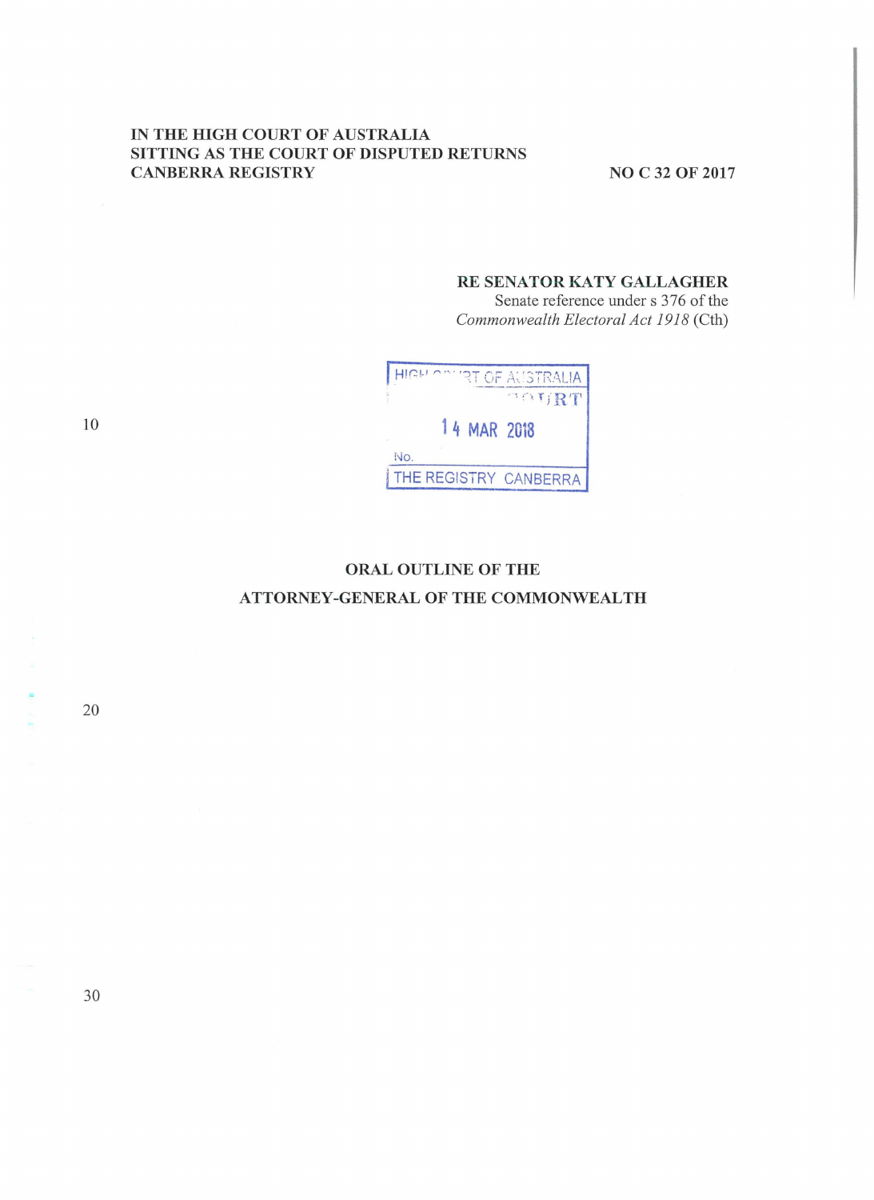**IN THE HIGH COURT OF AUSTRALIA**
**SITTING AS THE COURT OF DISPUTED RETURNS**
**CANBERRA REGISTRY** **NO C 32 OF 2017**

**RE SENATOR KATY GALLAGHER**
Senate reference under s 376 of the
*Commonwealth Electoral Act 1918* (Cth)

HIGH COURT OF AUSTRALIA
COURT
14 MAR 2018
No.
THE REGISTRY CANBERRA

**ORAL OUTLINE OF THE**
**ATTORNEY-GENERAL OF THE COMMONWEALTH**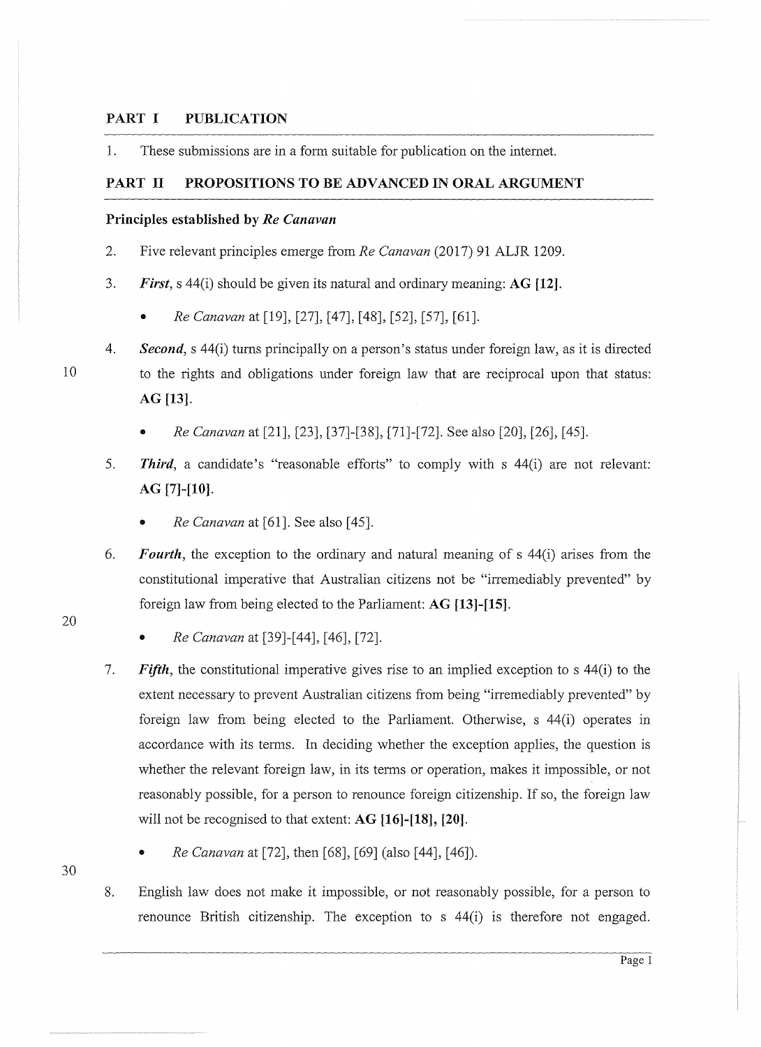## PART I PUBLICATION

1. These submissions are in a form suitable for publication on the internet.

## PART II PROPOSITIONS TO BE ADVANCED IN ORAL ARGUMENT

### Principles established by *Re Canavan*

2. Five relevant principles emerge from *Re Canavan* (2017) 91 ALJR 1209.

3. ***First***, s 44(i) should be given its natural and ordinary meaning: **AG [12]**.

   - *Re Canavan* at [19], [27], [47], [48], [52], [57], [61].

4. ***Second***, s 44(i) turns principally on a person's status under foreign law, as it is directed to the rights and obligations under foreign law that are reciprocal upon that status: **AG [13]**.

   - *Re Canavan* at [21], [23], [37]-[38], [71]-[72]. See also [20], [26], [45].

5. ***Third***, a candidate's "reasonable efforts" to comply with s 44(i) are not relevant: **AG [7]-[10]**.

   - *Re Canavan* at [61]. See also [45].

6. ***Fourth***, the exception to the ordinary and natural meaning of s 44(i) arises from the constitutional imperative that Australian citizens not be "irremediably prevented" by foreign law from being elected to the Parliament: **AG [13]-[15]**.

   - *Re Canavan* at [39]-[44], [46], [72].

7. ***Fifth***, the constitutional imperative gives rise to an implied exception to s 44(i) to the extent necessary to prevent Australian citizens from being "irremediably prevented" by foreign law from being elected to the Parliament. Otherwise, s 44(i) operates in accordance with its terms. In deciding whether the exception applies, the question is whether the relevant foreign law, in its terms or operation, makes it impossible, or not reasonably possible, for a person to renounce foreign citizenship. If so, the foreign law will not be recognised to that extent: **AG [16]-[18], [20]**.

   - *Re Canavan* at [72], then [68], [69] (also [44], [46]).

8. English law does not make it impossible, or not reasonably possible, for a person to renounce British citizenship. The exception to s 44(i) is therefore not engaged.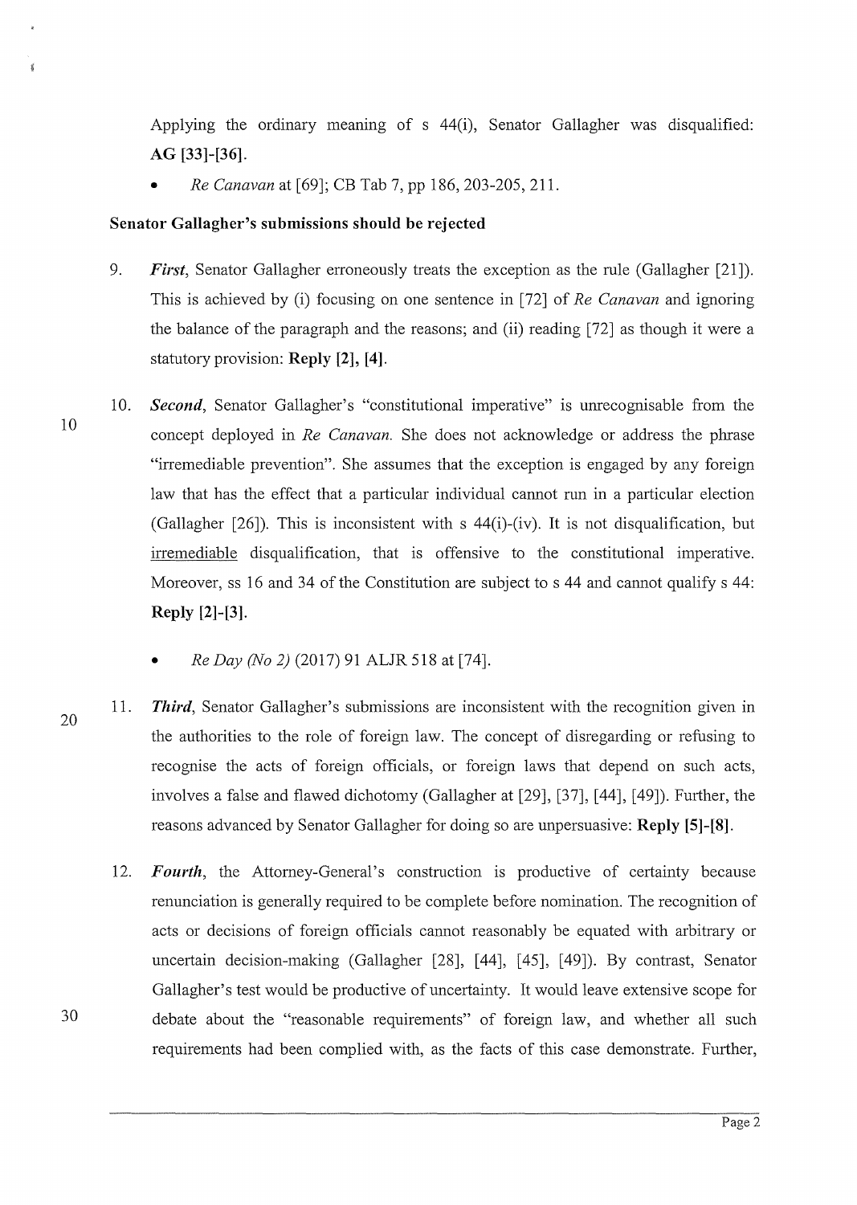Applying the ordinary meaning of s 44(i), Senator Gallagher was disqualified: **AG [33]-[36]**.

- *Re Canavan* at [69]; CB Tab 7, pp 186, 203-205, 211.

**Senator Gallagher's submissions should be rejected**

9. ***First***, Senator Gallagher erroneously treats the exception as the rule (Gallagher [21]). This is achieved by (i) focusing on one sentence in [72] of *Re Canavan* and ignoring the balance of the paragraph and the reasons; and (ii) reading [72] as though it were a statutory provision: **Reply [2], [4]**.

10. ***Second***, Senator Gallagher's "constitutional imperative" is unrecognisable from the concept deployed in *Re Canavan.* She does not acknowledge or address the phrase "irremediable prevention". She assumes that the exception is engaged by any foreign law that has the effect that a particular individual cannot run in a particular election (Gallagher [26]). This is inconsistent with s 44(i)-(iv). It is not disqualification, but irremediable disqualification, that is offensive to the constitutional imperative. Moreover, ss 16 and 34 of the Constitution are subject to s 44 and cannot qualify s 44: **Reply [2]-[3]**.

    - *Re Day (No 2)* (2017) 91 ALJR 518 at [74].

11. ***Third***, Senator Gallagher's submissions are inconsistent with the recognition given in the authorities to the role of foreign law. The concept of disregarding or refusing to recognise the acts of foreign officials, or foreign laws that depend on such acts, involves a false and flawed dichotomy (Gallagher at [29], [37], [44], [49]). Further, the reasons advanced by Senator Gallagher for doing so are unpersuasive: **Reply [5]-[8]**.

12. ***Fourth***, the Attorney-General's construction is productive of certainty because renunciation is generally required to be complete before nomination. The recognition of acts or decisions of foreign officials cannot reasonably be equated with arbitrary or uncertain decision-making (Gallagher [28], [44], [45], [49]). By contrast, Senator Gallagher's test would be productive of uncertainty. It would leave extensive scope for debate about the "reasonable requirements" of foreign law, and whether all such requirements had been complied with, as the facts of this case demonstrate. Further,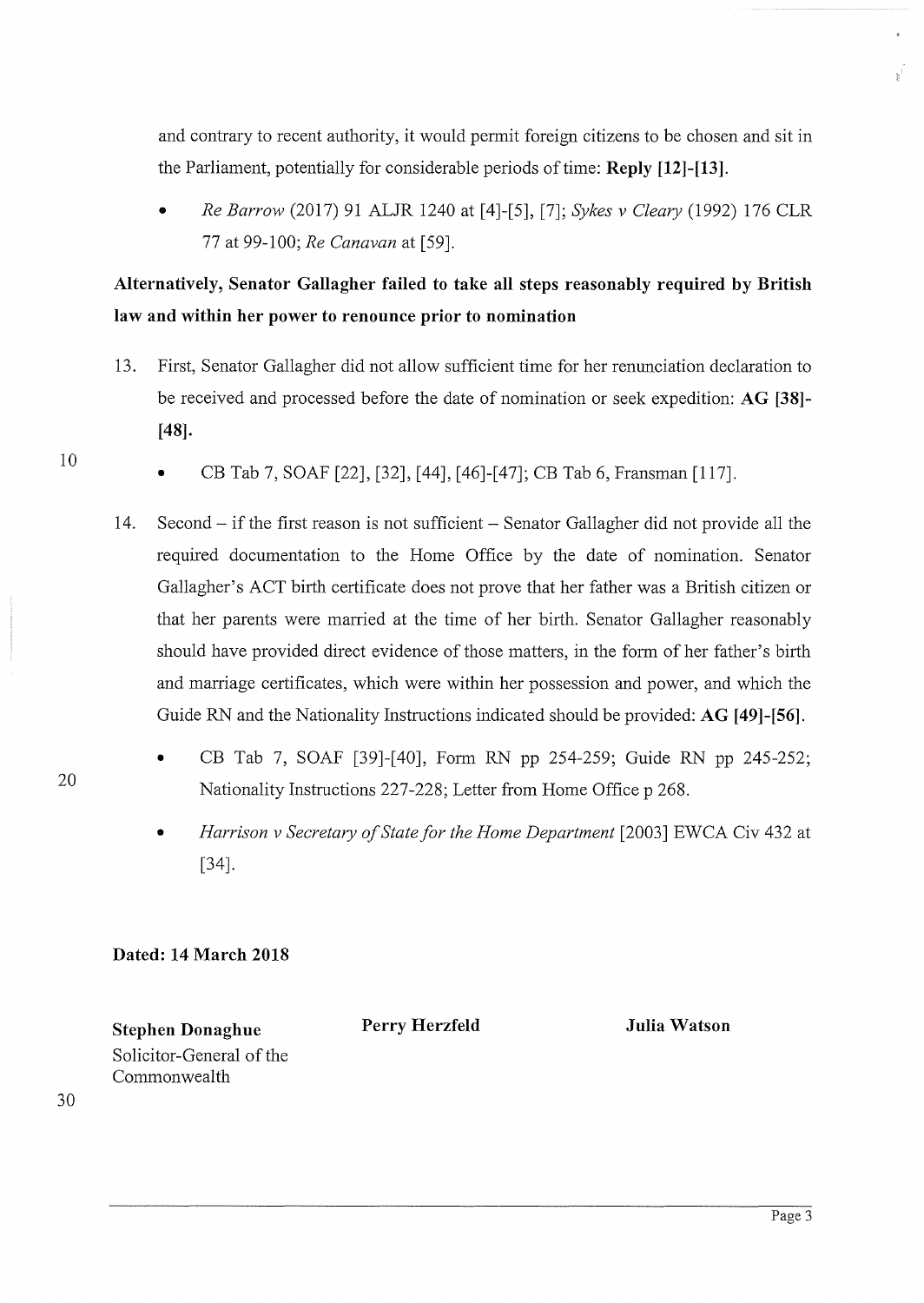and contrary to recent authority, it would permit foreign citizens to be chosen and sit in the Parliament, potentially for considerable periods of time: **Reply [12]-[13]**.

- *Re Barrow* (2017) 91 ALJR 1240 at [4]-[5], [7]; *Sykes v Cleary* (1992) 176 CLR 77 at 99-100; *Re Canavan* at [59].

**Alternatively, Senator Gallagher failed to take all steps reasonably required by British law and within her power to renounce prior to nomination**

13. First, Senator Gallagher did not allow sufficient time for her renunciation declaration to be received and processed before the date of nomination or seek expedition: **AG [38]-[48]**.

    - CB Tab 7, SOAF [22], [32], [44], [46]-[47]; CB Tab 6, Fransman [117].

14. Second – if the first reason is not sufficient – Senator Gallagher did not provide all the required documentation to the Home Office by the date of nomination. Senator Gallagher's ACT birth certificate does not prove that her father was a British citizen or that her parents were married at the time of her birth. Senator Gallagher reasonably should have provided direct evidence of those matters, in the form of her father's birth and marriage certificates, which were within her possession and power, and which the Guide RN and the Nationality Instructions indicated should be provided: **AG [49]-[56]**.

    - CB Tab 7, SOAF [39]-[40], Form RN pp 254-259; Guide RN pp 245-252; Nationality Instructions 227-228; Letter from Home Office p 268.
    - *Harrison v Secretary of State for the Home Department* [2003] EWCA Civ 432 at [34].

**Dated: 14 March 2018**

**Stephen Donaghue**
Solicitor-General of the Commonwealth

**Perry Herzfeld**

**Julia Watson**